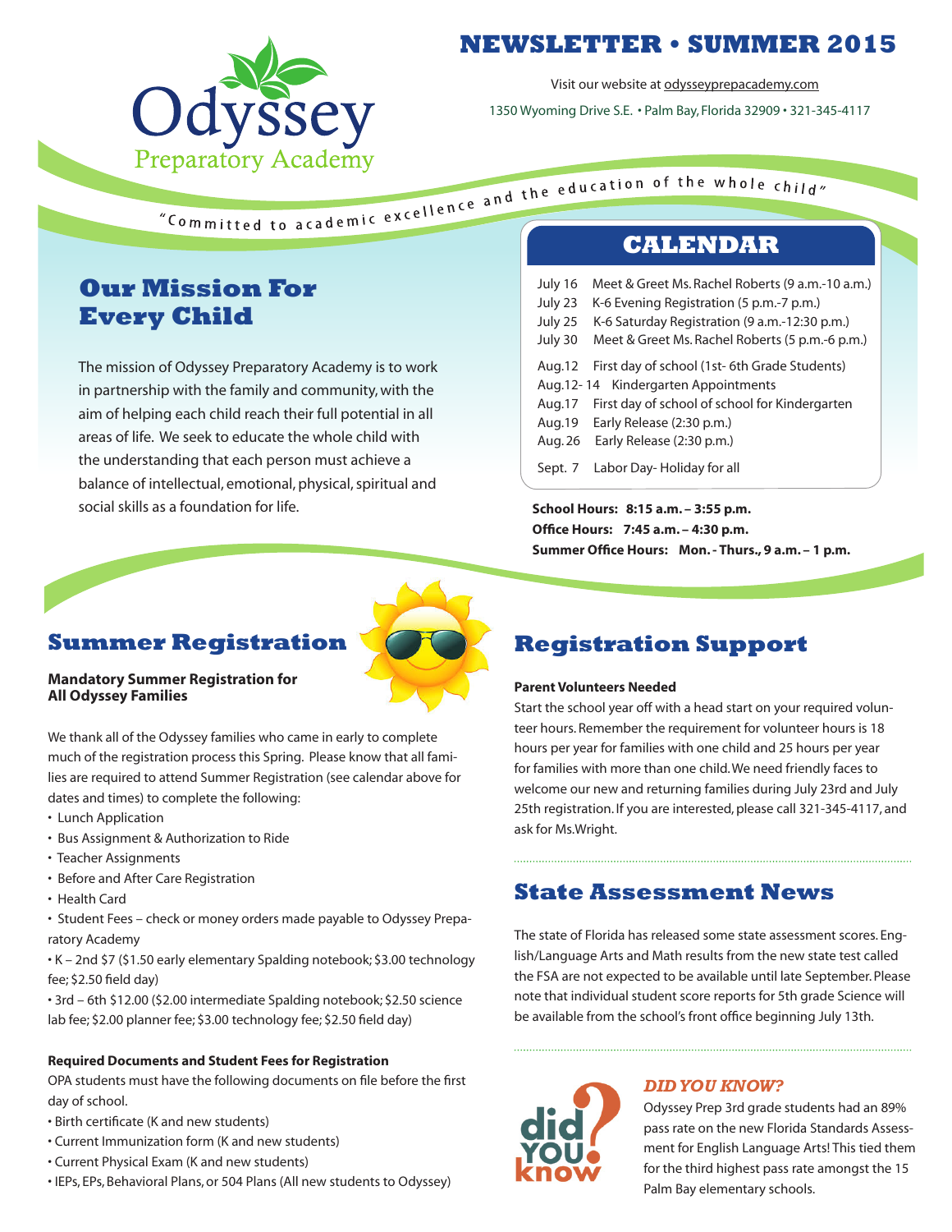# NEWSLETTER • SUMMER 2015

Odyssey Preparatory Academy

Visit our website at odysseyprepacademy.com

1350 Wyoming Drive S.E. • Palm Bay, Florida 32909 • 321-345-4117

"Committed to academic excellence and the education of the whole child"

## Our Mission For Every Child

The mission of Odyssey Preparatory Academy is to work in partnership with the family and community, with the aim of helping each child reach their full potential in all areas of life. We seek to educate the whole child with the understanding that each person must achieve a balance of intellectual, emotional, physical, spiritual and social skills as a foundation for life.

## CALENDAR

| | |
|---|---|
| July 16 | Meet & Greet Ms. Rachel Roberts (9 a.m.-10 a.m.) |
| July 23 | K-6 Evening Registration (5 p.m.-7 p.m.) |
| July 25 | K-6 Saturday Registration (9 a.m.-12:30 p.m.) |
| July 30 | Meet & Greet Ms. Rachel Roberts (5 p.m.-6 p.m.) |
| Aug.12 | First day of school (1st- 6th Grade Students) |
| Aug.12- 14 | Kindergarten Appointments |
| Aug.17 | First day of school of school for Kindergarten |
| Aug.19 | Early Release (2:30 p.m.) |
| Aug. 26 | Early Release (2:30 p.m.) |
| Sept. 7 | Labor Day- Holiday for all |

**School Hours: 8:15 a.m. – 3:55 p.m.**
**Office Hours: 7:45 a.m. – 4:30 p.m.**
**Summer Office Hours: Mon. - Thurs., 9 a.m. – 1 p.m.**

## Summer Registration

**Mandatory Summer Registration for All Odyssey Families**

We thank all of the Odyssey families who came in early to complete much of the registration process this Spring. Please know that all families are required to attend Summer Registration (see calendar above for dates and times) to complete the following:

- Lunch Application
- Bus Assignment & Authorization to Ride
- Teacher Assignments
- Before and After Care Registration
- Health Card
- Student Fees – check or money orders made payable to Odyssey Preparatory Academy
- K – 2nd $7 ($1.50 early elementary Spalding notebook; $3.00 technology fee; $2.50 field day)
- 3rd – 6th $12.00 ($2.00 intermediate Spalding notebook; $2.50 science lab fee; $2.00 planner fee; $3.00 technology fee; $2.50 field day)

**Required Documents and Student Fees for Registration**

OPA students must have the following documents on file before the first day of school.

- Birth certificate (K and new students)
- Current Immunization form (K and new students)
- Current Physical Exam (K and new students)
- IEPs, EPs, Behavioral Plans, or 504 Plans (All new students to Odyssey)

## Registration Support

**Parent Volunteers Needed**

Start the school year off with a head start on your required volunteer hours. Remember the requirement for volunteer hours is 18 hours per year for families with one child and 25 hours per year for families with more than one child. We need friendly faces to welcome our new and returning families during July 23rd and July 25th registration. If you are interested, please call 321-345-4117, and ask for Ms.Wright.

## State Assessment News

The state of Florida has released some state assessment scores. English/Language Arts and Math results from the new state test called the FSA are not expected to be available until late September. Please note that individual student score reports for 5th grade Science will be available from the school's front office beginning July 13th.

### *DID YOU KNOW?*

Odyssey Prep 3rd grade students had an 89% pass rate on the new Florida Standards Assessment for English Language Arts! This tied them for the third highest pass rate amongst the 15 Palm Bay elementary schools.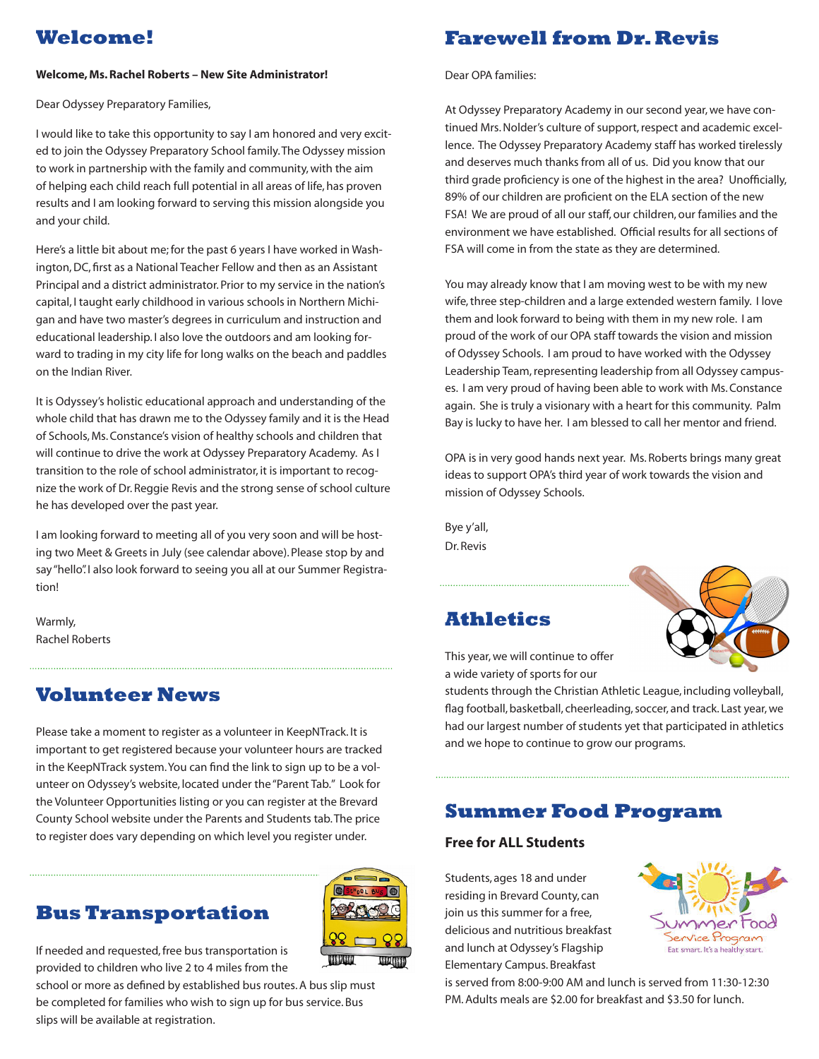## Welcome!

**Welcome, Ms. Rachel Roberts – New Site Administrator!**

Dear Odyssey Preparatory Families,

I would like to take this opportunity to say I am honored and very excited to join the Odyssey Preparatory School family. The Odyssey mission to work in partnership with the family and community, with the aim of helping each child reach full potential in all areas of life, has proven results and I am looking forward to serving this mission alongside you and your child.

Here's a little bit about me; for the past 6 years I have worked in Washington, DC, first as a National Teacher Fellow and then as an Assistant Principal and a district administrator. Prior to my service in the nation's capital, I taught early childhood in various schools in Northern Michigan and have two master's degrees in curriculum and instruction and educational leadership. I also love the outdoors and am looking forward to trading in my city life for long walks on the beach and paddles on the Indian River.

It is Odyssey's holistic educational approach and understanding of the whole child that has drawn me to the Odyssey family and it is the Head of Schools, Ms. Constance's vision of healthy schools and children that will continue to drive the work at Odyssey Preparatory Academy. As I transition to the role of school administrator, it is important to recognize the work of Dr. Reggie Revis and the strong sense of school culture he has developed over the past year.

I am looking forward to meeting all of you very soon and will be hosting two Meet & Greets in July (see calendar above). Please stop by and say "hello". I also look forward to seeing you all at our Summer Registration!

Warmly,
Rachel Roberts

## Volunteer News

Please take a moment to register as a volunteer in KeepNTrack. It is important to get registered because your volunteer hours are tracked in the KeepNTrack system. You can find the link to sign up to be a volunteer on Odyssey's website, located under the "Parent Tab." Look for the Volunteer Opportunities listing or you can register at the Brevard County School website under the Parents and Students tab. The price to register does vary depending on which level you register under.

## Bus Transportation

If needed and requested, free bus transportation is provided to children who live 2 to 4 miles from the school or more as defined by established bus routes. A bus slip must be completed for families who wish to sign up for bus service. Bus slips will be available at registration.

## Farewell from Dr. Revis

Dear OPA families:

At Odyssey Preparatory Academy in our second year, we have continued Mrs. Nolder's culture of support, respect and academic excellence. The Odyssey Preparatory Academy staff has worked tirelessly and deserves much thanks from all of us. Did you know that our third grade proficiency is one of the highest in the area? Unofficially, 89% of our children are proficient on the ELA section of the new FSA! We are proud of all our staff, our children, our families and the environment we have established. Official results for all sections of FSA will come in from the state as they are determined.

You may already know that I am moving west to be with my new wife, three step-children and a large extended western family. I love them and look forward to being with them in my new role. I am proud of the work of our OPA staff towards the vision and mission of Odyssey Schools. I am proud to have worked with the Odyssey Leadership Team, representing leadership from all Odyssey campuses. I am very proud of having been able to work with Ms. Constance again. She is truly a visionary with a heart for this community. Palm Bay is lucky to have her. I am blessed to call her mentor and friend.

OPA is in very good hands next year. Ms. Roberts brings many great ideas to support OPA's third year of work towards the vision and mission of Odyssey Schools.

Bye y'all,
Dr. Revis

## Athletics

This year, we will continue to offer a wide variety of sports for our students through the Christian Athletic League, including volleyball, flag football, basketball, cheerleading, soccer, and track. Last year, we had our largest number of students yet that participated in athletics and we hope to continue to grow our programs.

## Summer Food Program

**Free for ALL Students**

Students, ages 18 and under residing in Brevard County, can join us this summer for a free, delicious and nutritious breakfast and lunch at Odyssey's Flagship Elementary Campus. Breakfast is served from 8:00-9:00 AM and lunch is served from 11:30-12:30 PM. Adults meals are $2.00 for breakfast and $3.50 for lunch.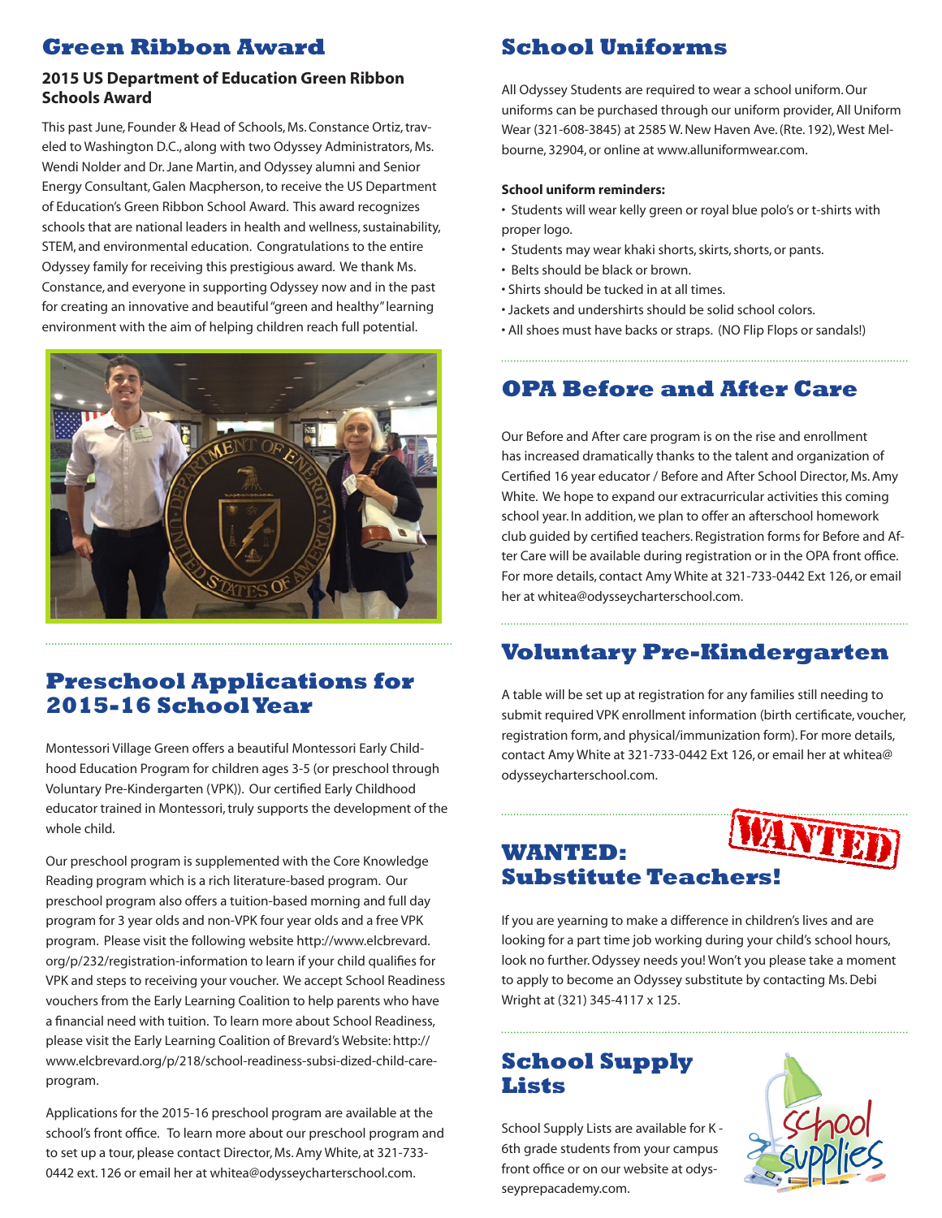## Green Ribbon Award

### 2015 US Department of Education Green Ribbon Schools Award

This past June, Founder & Head of Schools, Ms. Constance Ortiz, traveled to Washington D.C., along with two Odyssey Administrators, Ms. Wendi Nolder and Dr. Jane Martin, and Odyssey alumni and Senior Energy Consultant, Galen Macpherson, to receive the US Department of Education's Green Ribbon School Award. This award recognizes schools that are national leaders in health and wellness, sustainability, STEM, and environmental education. Congratulations to the entire Odyssey family for receiving this prestigious award. We thank Ms. Constance, and everyone in supporting Odyssey now and in the past for creating an innovative and beautiful "green and healthy" learning environment with the aim of helping children reach full potential.

## Preschool Applications for 2015-16 School Year

Montessori Village Green offers a beautiful Montessori Early Childhood Education Program for children ages 3-5 (or preschool through Voluntary Pre-Kindergarten (VPK)). Our certified Early Childhood educator trained in Montessori, truly supports the development of the whole child.

Our preschool program is supplemented with the Core Knowledge Reading program which is a rich literature-based program. Our preschool program also offers a tuition-based morning and full day program for 3 year olds and non-VPK four year olds and a free VPK program. Please visit the following website http://www.elcbrevard.org/p/232/registration-information to learn if your child qualifies for VPK and steps to receiving your voucher. We accept School Readiness vouchers from the Early Learning Coalition to help parents who have a financial need with tuition. To learn more about School Readiness, please visit the Early Learning Coalition of Brevard's Website: http://www.elcbrevard.org/p/218/school-readiness-subsi-dized-child-care-program.

Applications for the 2015-16 preschool program are available at the school's front office. To learn more about our preschool program and to set up a tour, please contact Director, Ms. Amy White, at 321-733-0442 ext. 126 or email her at whitea@odysseycharterschool.com.

## School Uniforms

All Odyssey Students are required to wear a school uniform. Our uniforms can be purchased through our uniform provider, All Uniform Wear (321-608-3845) at 2585 W. New Haven Ave. (Rte. 192), West Melbourne, 32904, or online at www.alluniformwear.com.

**School uniform reminders:**

- Students will wear kelly green or royal blue polo's or t-shirts with proper logo.
- Students may wear khaki shorts, skirts, shorts, or pants.
- Belts should be black or brown.
- Shirts should be tucked in at all times.
- Jackets and undershirts should be solid school colors.
- All shoes must have backs or straps. (NO Flip Flops or sandals!)

## OPA Before and After Care

Our Before and After care program is on the rise and enrollment has increased dramatically thanks to the talent and organization of Certified 16 year educator / Before and After School Director, Ms. Amy White. We hope to expand our extracurricular activities this coming school year. In addition, we plan to offer an afterschool homework club guided by certified teachers. Registration forms for Before and After Care will be available during registration or in the OPA front office. For more details, contact Amy White at 321-733-0442 Ext 126, or email her at whitea@odysseycharterschool.com.

## Voluntary Pre-Kindergarten

A table will be set up at registration for any families still needing to submit required VPK enrollment information (birth certificate, voucher, registration form, and physical/immunization form). For more details, contact Amy White at 321-733-0442 Ext 126, or email her at whitea@odysseycharterschool.com.

## WANTED: Substitute Teachers!

If you are yearning to make a difference in children's lives and are looking for a part time job working during your child's school hours, look no further. Odyssey needs you! Won't you please take a moment to apply to become an Odyssey substitute by contacting Ms. Debi Wright at (321) 345-4117 x 125.

## School Supply Lists

School Supply Lists are available for K - 6th grade students from your campus front office or on our website at odysseyprepacademy.com.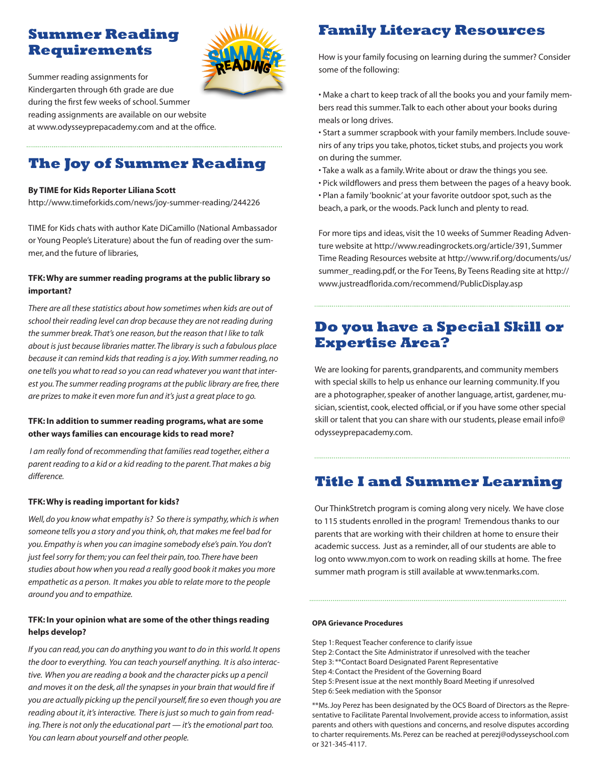## Summer Reading Requirements

Summer reading assignments for Kindergarten through 6th grade are due during the first few weeks of school. Summer reading assignments are available on our website at www.odysseyprepacademy.com and at the office.

## The Joy of Summer Reading

**By TIME for Kids Reporter Liliana Scott**

http://www.timeforkids.com/news/joy-summer-reading/244226

TIME for Kids chats with author Kate DiCamillo (National Ambassador or Young People's Literature) about the fun of reading over the summer, and the future of libraries,

**TFK: Why are summer reading programs at the public library so important?**

*There are all these statistics about how sometimes when kids are out of school their reading level can drop because they are not reading during the summer break. That's one reason, but the reason that I like to talk about is just because libraries matter. The library is such a fabulous place because it can remind kids that reading is a joy. With summer reading, no one tells you what to read so you can read whatever you want that interest you. The summer reading programs at the public library are free, there are prizes to make it even more fun and it's just a great place to go.*

**TFK: In addition to summer reading programs, what are some other ways families can encourage kids to read more?**

*I am really fond of recommending that families read together, either a parent reading to a kid or a kid reading to the parent. That makes a big difference.*

**TFK: Why is reading important for kids?**

*Well, do you know what empathy is? So there is sympathy, which is when someone tells you a story and you think, oh, that makes me feel bad for you. Empathy is when you can imagine somebody else's pain. You don't just feel sorry for them; you can feel their pain, too. There have been studies about how when you read a really good book it makes you more empathetic as a person. It makes you able to relate more to the people around you and to empathize.*

**TFK: In your opinion what are some of the other things reading helps develop?**

*If you can read, you can do anything you want to do in this world. It opens the door to everything. You can teach yourself anything. It is also interactive. When you are reading a book and the character picks up a pencil and moves it on the desk, all the synapses in your brain that would fire if you are actually picking up the pencil yourself, fire so even though you are reading about it, it's interactive. There is just so much to gain from reading. There is not only the educational part — it's the emotional part too. You can learn about yourself and other people.*

## Family Literacy Resources

How is your family focusing on learning during the summer? Consider some of the following:

- Make a chart to keep track of all the books you and your family members read this summer. Talk to each other about your books during meals or long drives.
- Start a summer scrapbook with your family members. Include souvenirs of any trips you take, photos, ticket stubs, and projects you work on during the summer.
- Take a walk as a family. Write about or draw the things you see.
- Pick wildflowers and press them between the pages of a heavy book.
- Plan a family 'booknic' at your favorite outdoor spot, such as the beach, a park, or the woods. Pack lunch and plenty to read.

For more tips and ideas, visit the 10 weeks of Summer Reading Adventure website at http://www.readingrockets.org/article/391, Summer Time Reading Resources website at http://www.rif.org/documents/us/summer_reading.pdf, or the For Teens, By Teens Reading site at http://www.justreadflorida.com/recommend/PublicDisplay.asp

## Do you have a Special Skill or Expertise Area?

We are looking for parents, grandparents, and community members with special skills to help us enhance our learning community. If you are a photographer, speaker of another language, artist, gardener, musician, scientist, cook, elected official, or if you have some other special skill or talent that you can share with our students, please email info@odysseyprepacademy.com.

## Title I and Summer Learning

Our ThinkStretch program is coming along very nicely. We have close to 115 students enrolled in the program! Tremendous thanks to our parents that are working with their children at home to ensure their academic success. Just as a reminder, all of our students are able to log onto www.myon.com to work on reading skills at home. The free summer math program is still available at www.tenmarks.com.

**OPA Grievance Procedures**

Step 1: Request Teacher conference to clarify issue
Step 2: Contact the Site Administrator if unresolved with the teacher
Step 3: **Contact Board Designated Parent Representative
Step 4: Contact the President of the Governing Board
Step 5: Present issue at the next monthly Board Meeting if unresolved
Step 6: Seek mediation with the Sponsor

**Ms. Joy Perez has been designated by the OCS Board of Directors as the Representative to Facilitate Parental Involvement, provide access to information, assist parents and others with questions and concerns, and resolve disputes according to charter requirements. Ms. Perez can be reached at perezj@odysseyschool.com or 321-345-4117.